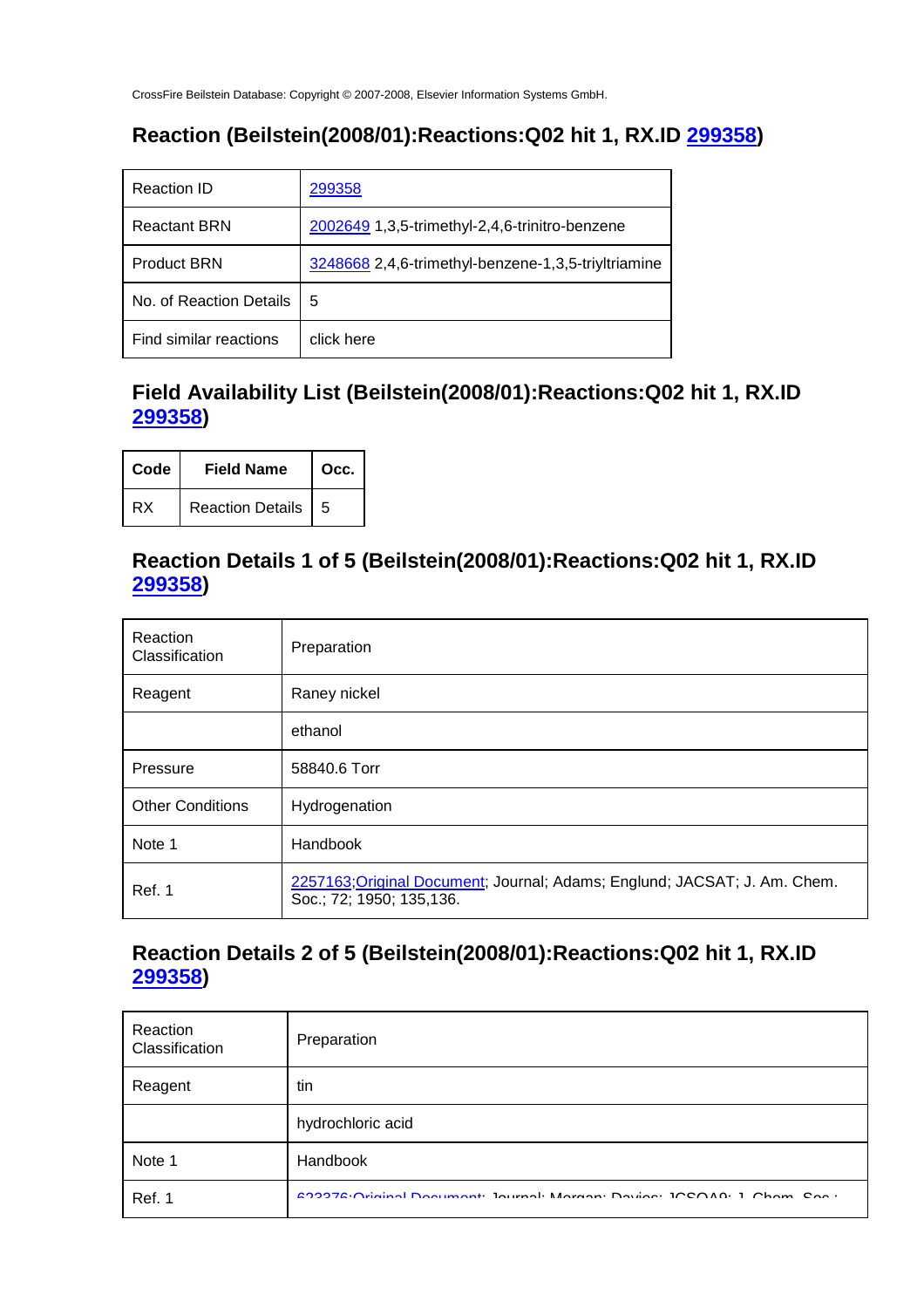CrossFire Beilstein Database: Copyright © 2007-2008, Elsevier Information Systems GmbH.

## Reaction (Beilstein(2008/01):Reactions:Q02 hit 1, RX.ID 299358)

| | |
|---|---|
| Reaction ID | 299358 |
| Reactant BRN | 2002649 1,3,5-trimethyl-2,4,6-trinitro-benzene |
| Product BRN | 3248668 2,4,6-trimethyl-benzene-1,3,5-triyltriamine |
| No. of Reaction Details | 5 |
| Find similar reactions | click here |

## Field Availability List (Beilstein(2008/01):Reactions:Q02 hit 1, RX.ID 299358)

| Code | Field Name | Occ. |
|---|---|---|
| RX | Reaction Details | 5 |

## Reaction Details 1 of 5 (Beilstein(2008/01):Reactions:Q02 hit 1, RX.ID 299358)

| | |
|---|---|
| Reaction Classification | Preparation |
| Reagent | Raney nickel |
| | ethanol |
| Pressure | 58840.6 Torr |
| Other Conditions | Hydrogenation |
| Note 1 | Handbook |
| Ref. 1 | 2257163;Original Document; Journal; Adams; Englund; JACSAT; J. Am. Chem. Soc.; 72; 1950; 135,136. |

## Reaction Details 2 of 5 (Beilstein(2008/01):Reactions:Q02 hit 1, RX.ID 299358)

| | |
|---|---|
| Reaction Classification | Preparation |
| Reagent | tin |
| | hydrochloric acid |
| Note 1 | Handbook |
| Ref. 1 | 623376;Original Document; Journal; Morgan; Davies; JCSOA9; J. Chem. Soc.; |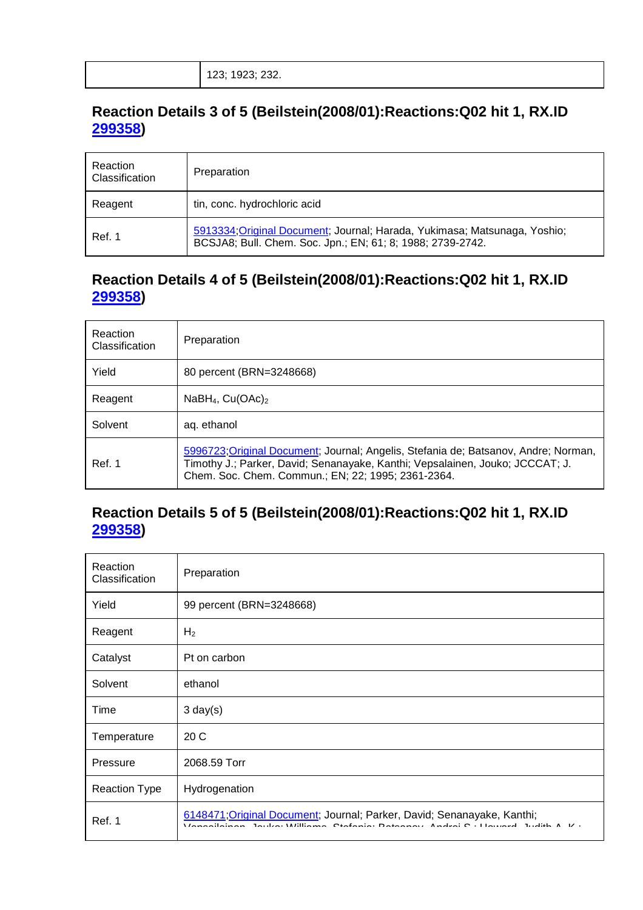| | 123; 1923; 232. |
|---|---|

## Reaction Details 3 of 5 (Beilstein(2008/01):Reactions:Q02 hit 1, RX.ID 299358)

| Reaction Classification | Preparation |
|---|---|
| Reagent | tin, conc. hydrochloric acid |
| Ref. 1 | 5913334;Original Document; Journal; Harada, Yukimasa; Matsunaga, Yoshio; BCSJA8; Bull. Chem. Soc. Jpn.; EN; 61; 8; 1988; 2739-2742. |

## Reaction Details 4 of 5 (Beilstein(2008/01):Reactions:Q02 hit 1, RX.ID 299358)

| Reaction Classification | Preparation |
|---|---|
| Yield | 80 percent (BRN=3248668) |
| Reagent | $NaBH_4$, $Cu(OAc)_2$ |
| Solvent | aq. ethanol |
| Ref. 1 | 5996723;Original Document; Journal; Angelis, Stefania de; Batsanov, Andre; Norman, Timothy J.; Parker, David; Senanayake, Kanthi; Vepsalainen, Jouko; JCCCAT; J. Chem. Soc. Chem. Commun.; EN; 22; 1995; 2361-2364. |

## Reaction Details 5 of 5 (Beilstein(2008/01):Reactions:Q02 hit 1, RX.ID 299358)

| Reaction Classification | Preparation |
|---|---|
| Yield | 99 percent (BRN=3248668) |
| Reagent | $H_2$ |
| Catalyst | Pt on carbon |
| Solvent | ethanol |
| Time | 3 day(s) |
| Temperature | 20 C |
| Pressure | 2068.59 Torr |
| Reaction Type | Hydrogenation |
| Ref. 1 | 6148471;Original Document; Journal; Parker, David; Senanayake, Kanthi; Vepsalainen, Jouko; Williams, Stefania; Batsanov, Andrei S.; Howard, Judith A. K.; |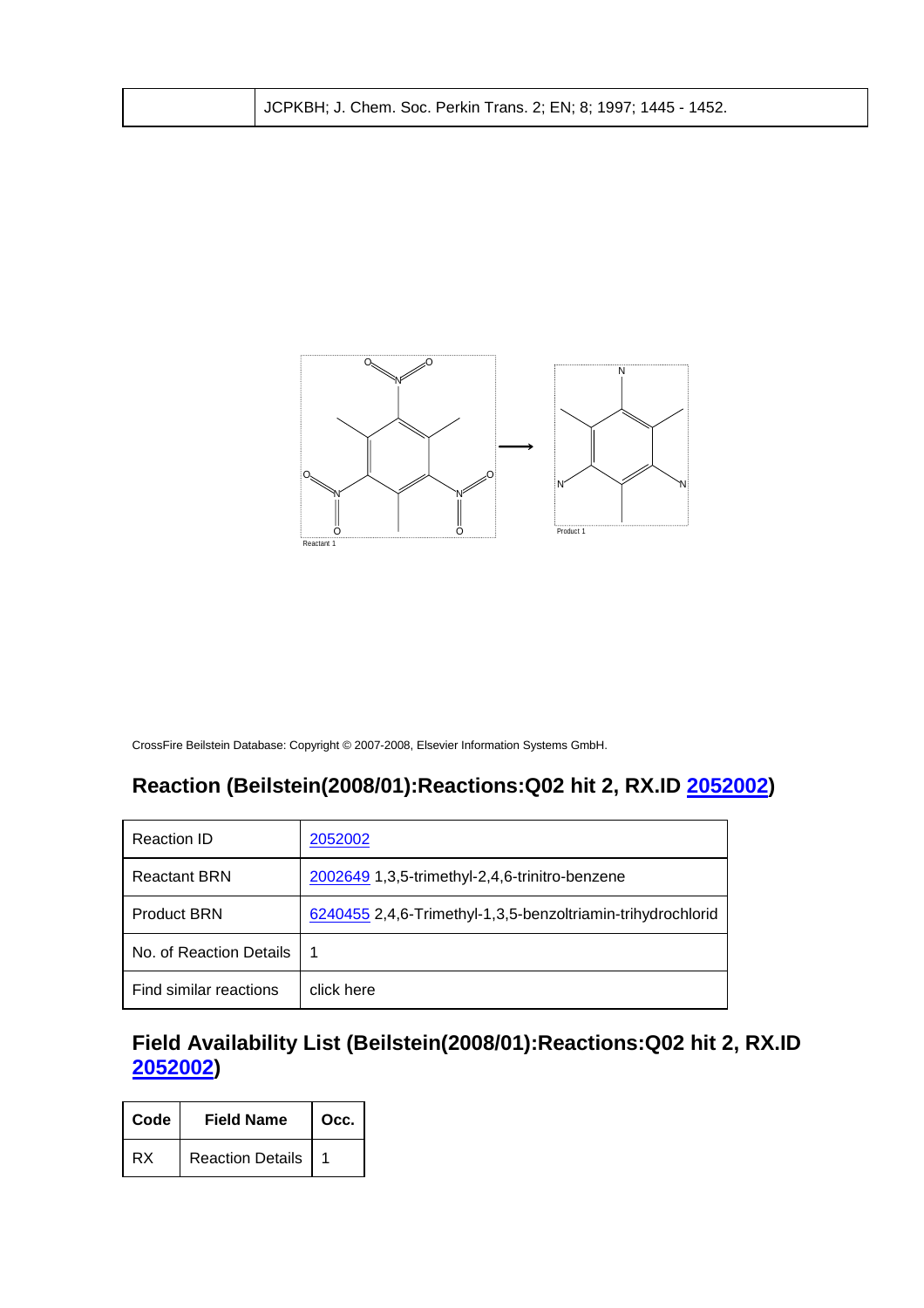| | JCPKBH; J. Chem. Soc. Perkin Trans. 2; EN; 8; 1997; 1445 - 1452. |
|---|---|

Reactant 1 → Product 1

CrossFire Beilstein Database: Copyright © 2007-2008, Elsevier Information Systems GmbH.

## Reaction (Beilstein(2008/01):Reactions:Q02 hit 2, RX.ID 2052002)

| Reaction ID | 2052002 |
|---|---|
| Reactant BRN | 2002649 1,3,5-trimethyl-2,4,6-trinitro-benzene |
| Product BRN | 6240455 2,4,6-Trimethyl-1,3,5-benzoltriamin-trihydrochlorid |
| No. of Reaction Details | 1 |
| Find similar reactions | click here |

## Field Availability List (Beilstein(2008/01):Reactions:Q02 hit 2, RX.ID 2052002)

| Code | Field Name | Occ. |
|---|---|---|
| RX | Reaction Details | 1 |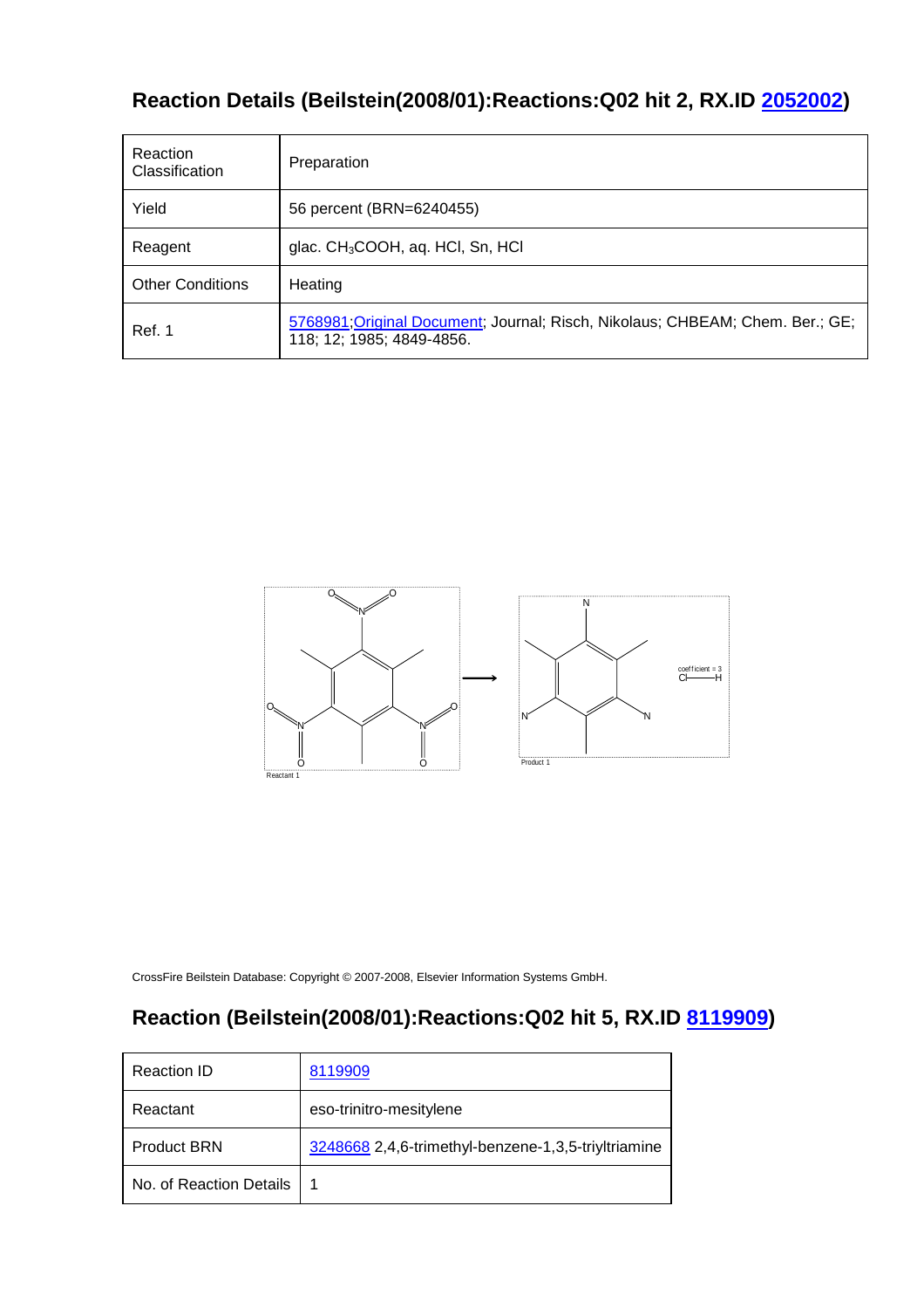## Reaction Details (Beilstein(2008/01):Reactions:Q02 hit 2, RX.ID 2052002)

| Reaction Classification | Preparation |
|---|---|
| Yield | 56 percent (BRN=6240455) |
| Reagent | glac. $CH_3COOH$, aq. HCl, Sn, HCl |
| Other Conditions | Heating |
| Ref. 1 | 5768981;Original Document; Journal; Risch, Nikolaus; CHBEAM; Chem. Ber.; GE; 118; 12; 1985; 4849-4856. |

Reactant 1

Product 1

coefficient = 3
Cl—H

CrossFire Beilstein Database: Copyright © 2007-2008, Elsevier Information Systems GmbH.

## Reaction (Beilstein(2008/01):Reactions:Q02 hit 5, RX.ID 8119909)

| Reaction ID | 8119909 |
|---|---|
| Reactant | eso-trinitro-mesitylene |
| Product BRN | 3248668 2,4,6-trimethyl-benzene-1,3,5-triyltriamine |
| No. of Reaction Details | 1 |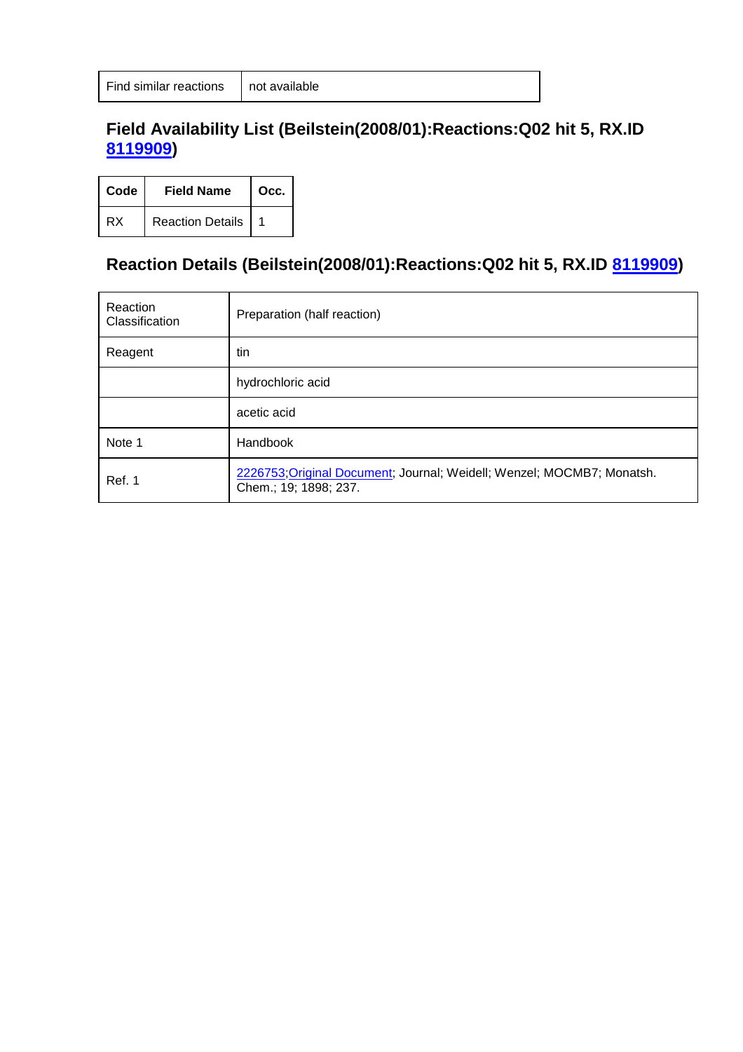| Find similar reactions | not available |
|---|---|

## Field Availability List (Beilstein(2008/01):Reactions:Q02 hit 5, RX.ID 8119909)

| Code | Field Name | Occ. |
|---|---|---|
| RX | Reaction Details | 1 |

## Reaction Details (Beilstein(2008/01):Reactions:Q02 hit 5, RX.ID 8119909)

| Reaction Classification | Preparation (half reaction) |
|---|---|
| Reagent | tin |
| | hydrochloric acid |
| | acetic acid |
| Note 1 | Handbook |
| Ref. 1 | 2226753;Original Document; Journal; Weidell; Wenzel; MOCMB7; Monatsh. Chem.; 19; 1898; 237. |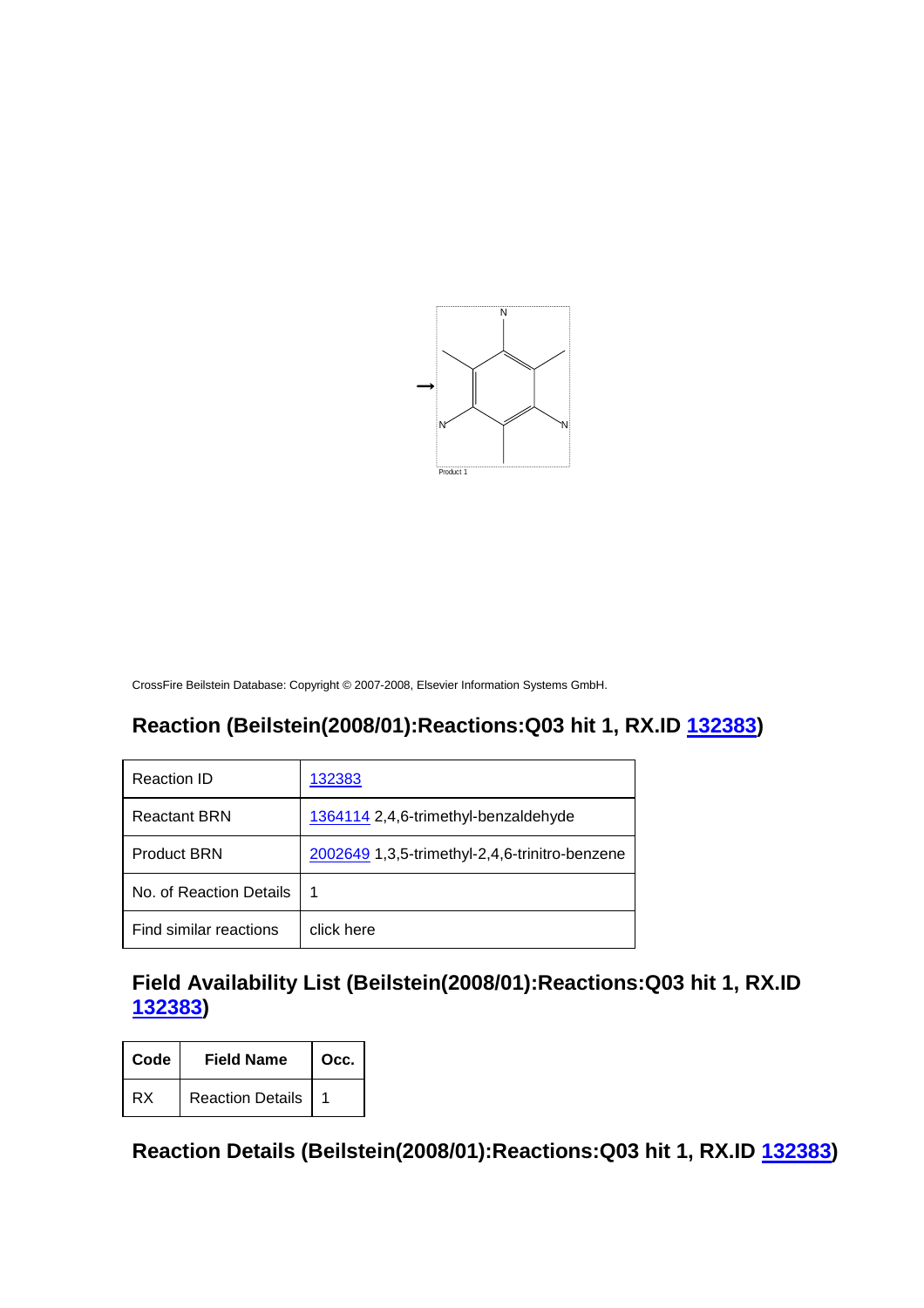CrossFire Beilstein Database: Copyright © 2007-2008, Elsevier Information Systems GmbH.

## Reaction (Beilstein(2008/01):Reactions:Q03 hit 1, RX.ID 132383)

| Reaction ID | 132383 |
|---|---|
| Reactant BRN | 1364114 2,4,6-trimethyl-benzaldehyde |
| Product BRN | 2002649 1,3,5-trimethyl-2,4,6-trinitro-benzene |
| No. of Reaction Details | 1 |
| Find similar reactions | click here |

## Field Availability List (Beilstein(2008/01):Reactions:Q03 hit 1, RX.ID 132383)

| Code | Field Name | Occ. |
|---|---|---|
| RX | Reaction Details | 1 |

## Reaction Details (Beilstein(2008/01):Reactions:Q03 hit 1, RX.ID 132383)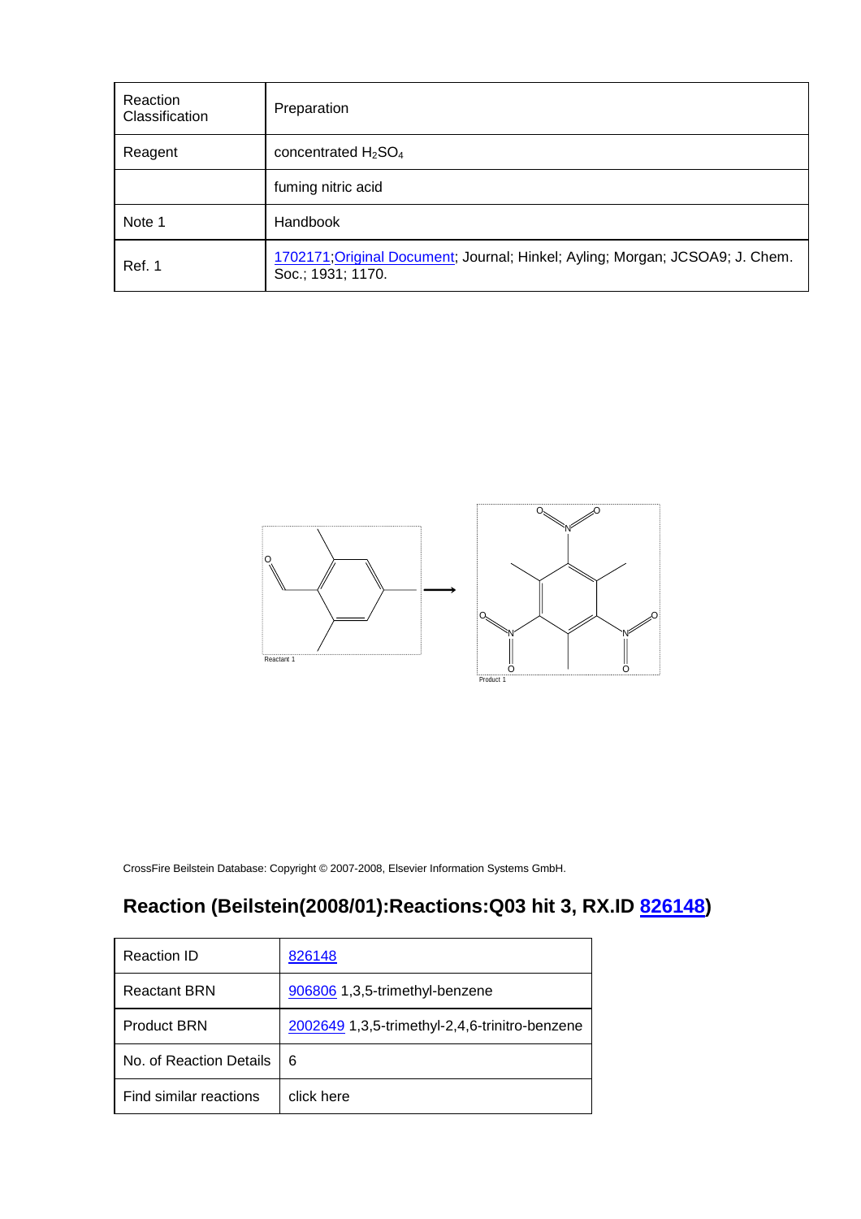| Reaction Classification | Preparation |
| --- | --- |
| Reagent | concentrated $H_2SO_4$ |
| | fuming nitric acid |
| Note 1 | Handbook |
| Ref. 1 | 1702171;Original Document; Journal; Hinkel; Ayling; Morgan; JCSOA9; J. Chem. Soc.; 1931; 1170. |

Reactant 1

Product 1

CrossFire Beilstein Database: Copyright © 2007-2008, Elsevier Information Systems GmbH.

## Reaction (Beilstein(2008/01):Reactions:Q03 hit 3, RX.ID 826148)

| Reaction ID | 826148 |
| --- | --- |
| Reactant BRN | 906806 1,3,5-trimethyl-benzene |
| Product BRN | 2002649 1,3,5-trimethyl-2,4,6-trinitro-benzene |
| No. of Reaction Details | 6 |
| Find similar reactions | click here |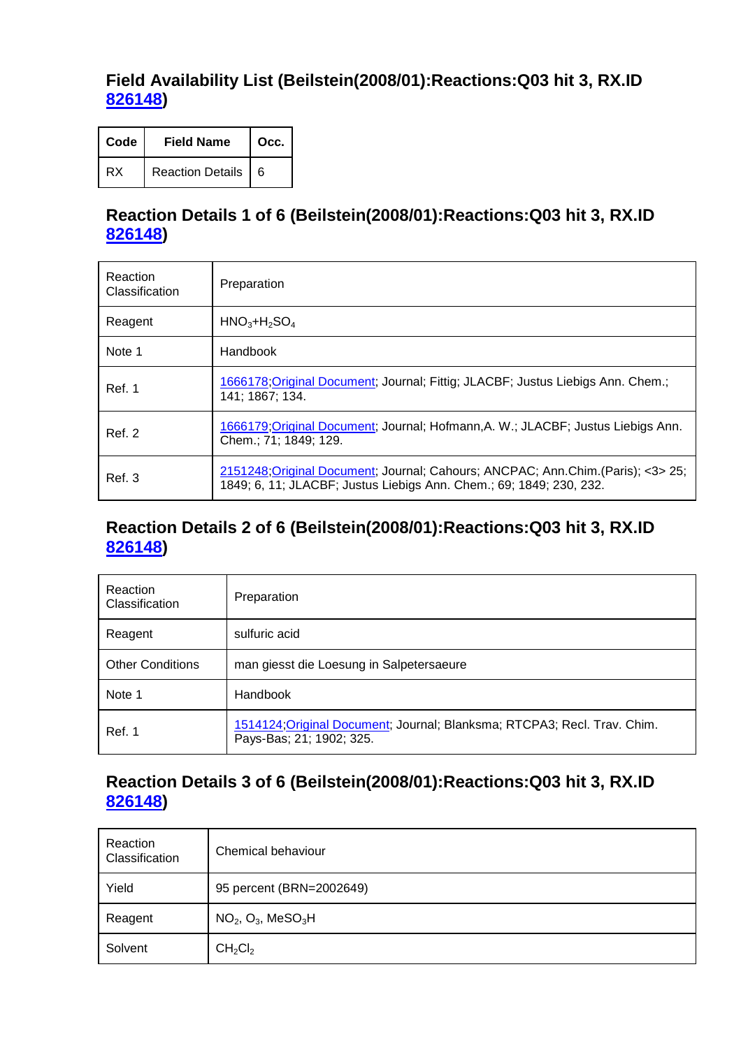## Field Availability List (Beilstein(2008/01):Reactions:Q03 hit 3, RX.ID 826148)

| Code | Field Name | Occ. |
|---|---|---|
| RX | Reaction Details | 6 |

## Reaction Details 1 of 6 (Beilstein(2008/01):Reactions:Q03 hit 3, RX.ID 826148)

| | |
|---|---|
| Reaction Classification | Preparation |
| Reagent | $HNO_3$+$H_2SO_4$ |
| Note 1 | Handbook |
| Ref. 1 | 1666178;Original Document; Journal; Fittig; JLACBF; Justus Liebigs Ann. Chem.; 141; 1867; 134. |
| Ref. 2 | 1666179;Original Document; Journal; Hofmann,A. W.; JLACBF; Justus Liebigs Ann. Chem.; 71; 1849; 129. |
| Ref. 3 | 2151248;Original Document; Journal; Cahours; ANCPAC; Ann.Chim.(Paris); <3> 25; 1849; 6, 11; JLACBF; Justus Liebigs Ann. Chem.; 69; 1849; 230, 232. |

## Reaction Details 2 of 6 (Beilstein(2008/01):Reactions:Q03 hit 3, RX.ID 826148)

| | |
|---|---|
| Reaction Classification | Preparation |
| Reagent | sulfuric acid |
| Other Conditions | man giesst die Loesung in Salpetersaeure |
| Note 1 | Handbook |
| Ref. 1 | 1514124;Original Document; Journal; Blanksma; RTCPA3; Recl. Trav. Chim. Pays-Bas; 21; 1902; 325. |

## Reaction Details 3 of 6 (Beilstein(2008/01):Reactions:Q03 hit 3, RX.ID 826148)

| | |
|---|---|
| Reaction Classification | Chemical behaviour |
| Yield | 95 percent (BRN=2002649) |
| Reagent | $NO_2$, $O_3$, $MeSO_3H$ |
| Solvent | $CH_2Cl_2$ |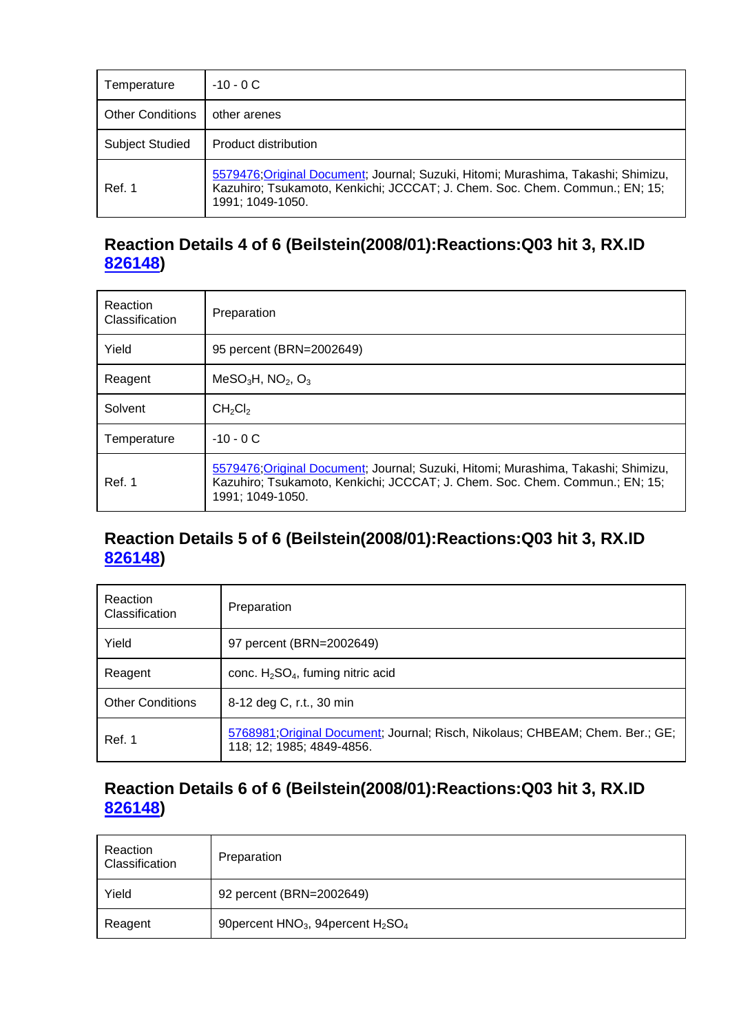| Temperature | -10 - 0 C |
| --- | --- |
| Other Conditions | other arenes |
| Subject Studied | Product distribution |
| Ref. 1 | 5579476;Original Document; Journal; Suzuki, Hitomi; Murashima, Takashi; Shimizu, Kazuhiro; Tsukamoto, Kenkichi; JCCCAT; J. Chem. Soc. Chem. Commun.; EN; 15; 1991; 1049-1050. |

## Reaction Details 4 of 6 (Beilstein(2008/01):Reactions:Q03 hit 3, RX.ID 826148)

| Reaction Classification | Preparation |
| --- | --- |
| Yield | 95 percent (BRN=2002649) |
| Reagent | $MeSO_3H$, $NO_2$, $O_3$ |
| Solvent | $CH_2Cl_2$ |
| Temperature | -10 - 0 C |
| Ref. 1 | 5579476;Original Document; Journal; Suzuki, Hitomi; Murashima, Takashi; Shimizu, Kazuhiro; Tsukamoto, Kenkichi; JCCCAT; J. Chem. Soc. Chem. Commun.; EN; 15; 1991; 1049-1050. |

## Reaction Details 5 of 6 (Beilstein(2008/01):Reactions:Q03 hit 3, RX.ID 826148)

| Reaction Classification | Preparation |
| --- | --- |
| Yield | 97 percent (BRN=2002649) |
| Reagent | conc. $H_2SO_4$, fuming nitric acid |
| Other Conditions | 8-12 deg C, r.t., 30 min |
| Ref. 1 | 5768981;Original Document; Journal; Risch, Nikolaus; CHBEAM; Chem. Ber.; GE; 118; 12; 1985; 4849-4856. |

## Reaction Details 6 of 6 (Beilstein(2008/01):Reactions:Q03 hit 3, RX.ID 826148)

| Reaction Classification | Preparation |
| --- | --- |
| Yield | 92 percent (BRN=2002649) |
| Reagent | 90percent $HNO_3$, 94percent $H_2SO_4$ |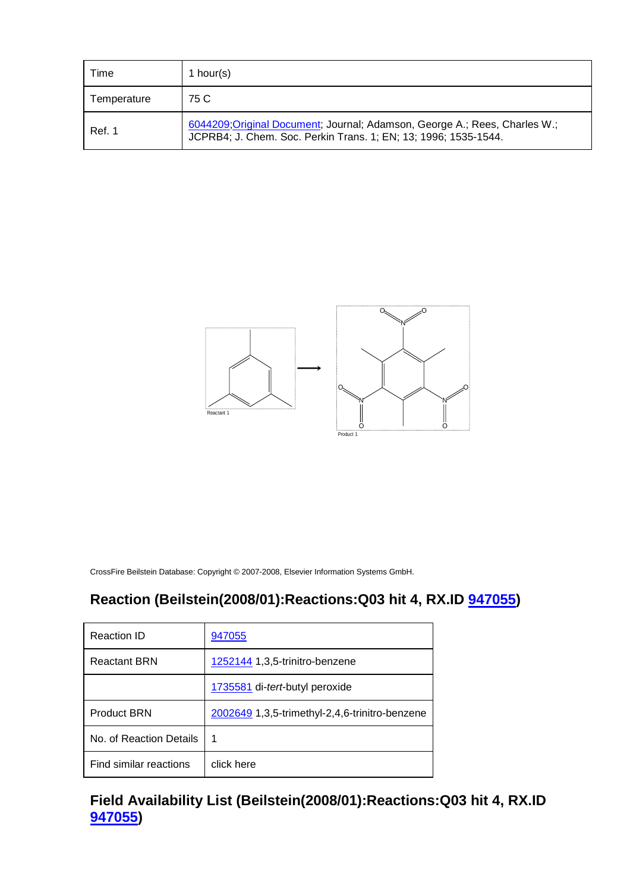| Time | 1 hour(s) |
| --- | --- |
| Temperature | 75 C |
| Ref. 1 | 6044209;Original Document; Journal; Adamson, George A.; Rees, Charles W.; JCPRB4; J. Chem. Soc. Perkin Trans. 1; EN; 13; 1996; 1535-1544. |

Reactant 1 → Product 1

CrossFire Beilstein Database: Copyright © 2007-2008, Elsevier Information Systems GmbH.

## Reaction (Beilstein(2008/01):Reactions:Q03 hit 4, RX.ID 947055)

| Reaction ID | 947055 |
| --- | --- |
| Reactant BRN | 1252144 1,3,5-trinitro-benzene |
| | 1735581 di-*tert*-butyl peroxide |
| Product BRN | 2002649 1,3,5-trimethyl-2,4,6-trinitro-benzene |
| No. of Reaction Details | 1 |
| Find similar reactions | click here |

## Field Availability List (Beilstein(2008/01):Reactions:Q03 hit 4, RX.ID 947055)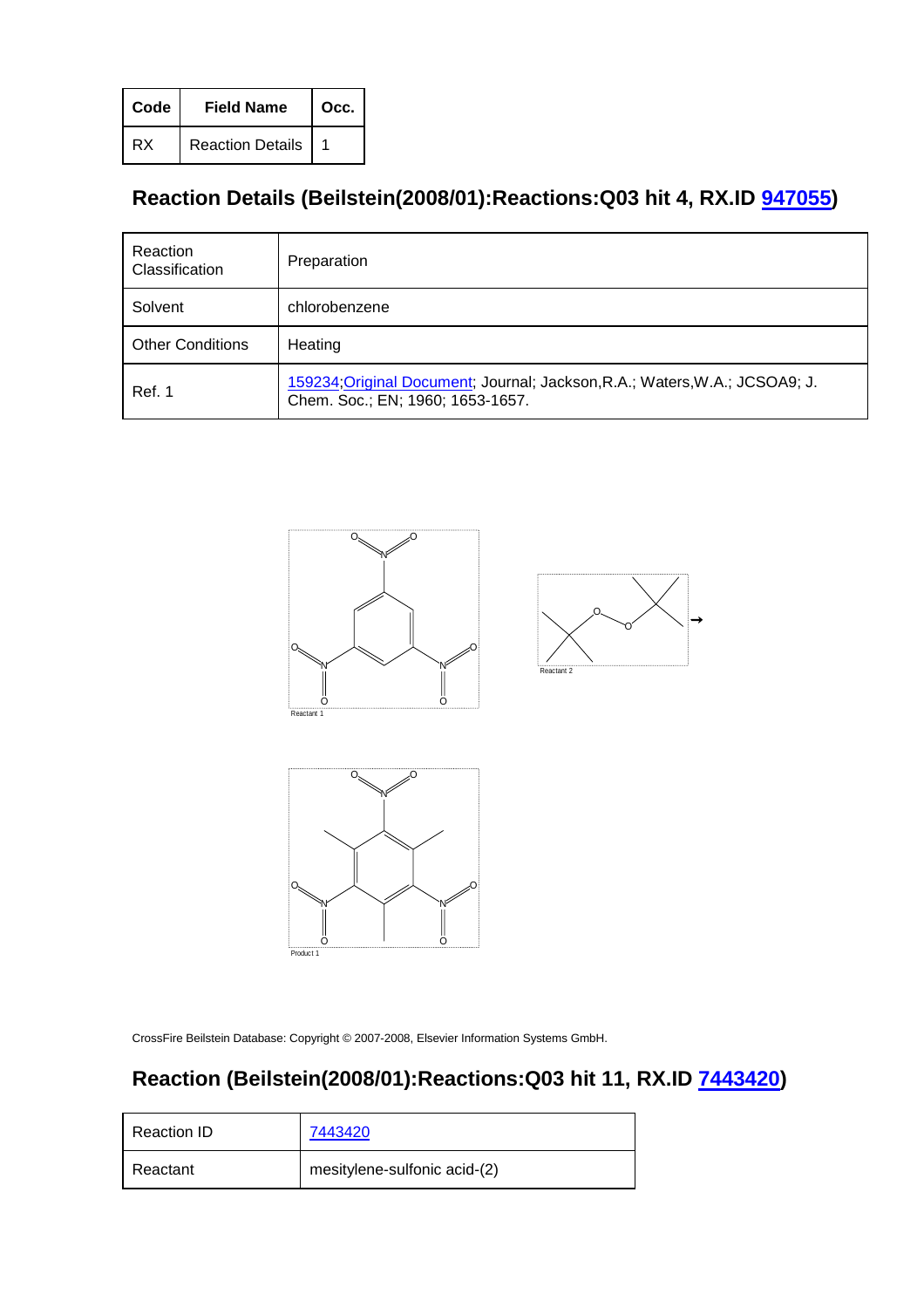| Code | Field Name | Occ. |
| --- | --- | --- |
| RX | Reaction Details | 1 |

## Reaction Details (Beilstein(2008/01):Reactions:Q03 hit 4, RX.ID 947055)

| Reaction Classification | Preparation |
| --- | --- |
| Solvent | chlorobenzene |
| Other Conditions | Heating |
| Ref. 1 | 159234;Original Document; Journal; Jackson,R.A.; Waters,W.A.; JCSOA9; J. Chem. Soc.; EN; 1960; 1653-1657. |

Reactant 1

Reactant 2

Product 1

CrossFire Beilstein Database: Copyright © 2007-2008, Elsevier Information Systems GmbH.

## Reaction (Beilstein(2008/01):Reactions:Q03 hit 11, RX.ID 7443420)

| Reaction ID | 7443420 |
| --- | --- |
| Reactant | mesitylene-sulfonic acid-(2) |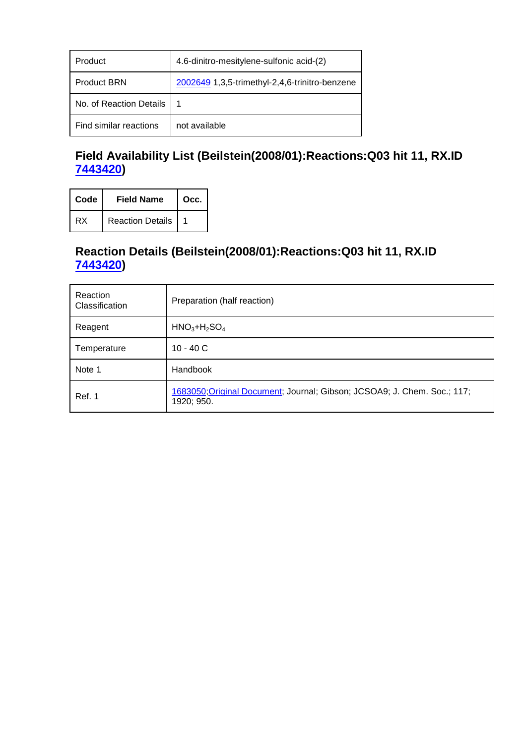| Product | 4.6-dinitro-mesitylene-sulfonic acid-(2) |
|---|---|
| Product BRN | 2002649 1,3,5-trimethyl-2,4,6-trinitro-benzene |
| No. of Reaction Details | 1 |
| Find similar reactions | not available |

## Field Availability List (Beilstein(2008/01):Reactions:Q03 hit 11, RX.ID 7443420)

| Code | Field Name | Occ. |
|---|---|---|
| RX | Reaction Details | 1 |

## Reaction Details (Beilstein(2008/01):Reactions:Q03 hit 11, RX.ID 7443420)

| Reaction Classification | Preparation (half reaction) |
|---|---|
| Reagent | $HNO_3$+$H_2SO_4$ |
| Temperature | 10 - 40 C |
| Note 1 | Handbook |
| Ref. 1 | 1683050;Original Document; Journal; Gibson; JCSOA9; J. Chem. Soc.; 117; 1920; 950. |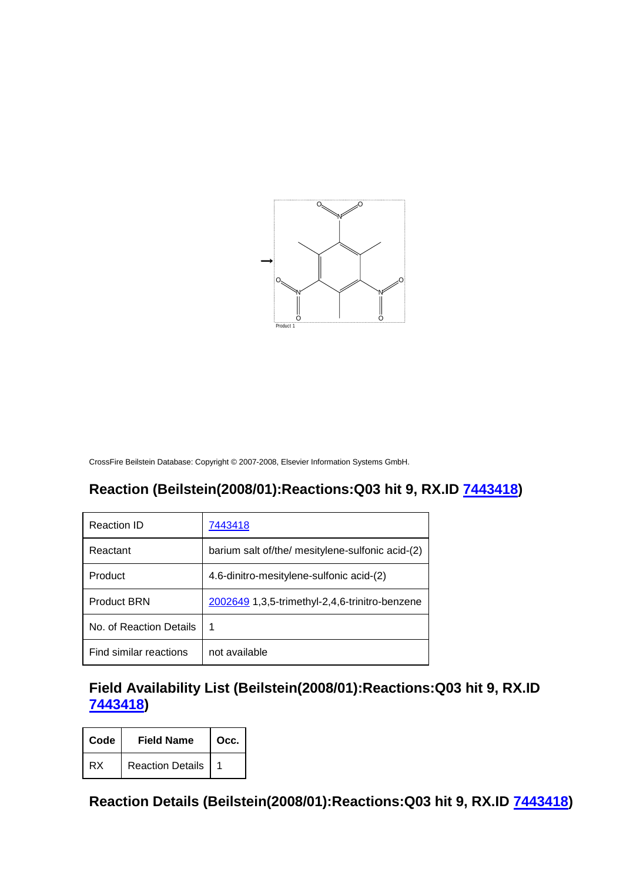CrossFire Beilstein Database: Copyright © 2007-2008, Elsevier Information Systems GmbH.

## Reaction (Beilstein(2008/01):Reactions:Q03 hit 9, RX.ID 7443418)

| Reaction ID | 7443418 |
|---|---|
| Reactant | barium salt of/the/ mesitylene-sulfonic acid-(2) |
| Product | 4.6-dinitro-mesitylene-sulfonic acid-(2) |
| Product BRN | 2002649 1,3,5-trimethyl-2,4,6-trinitro-benzene |
| No. of Reaction Details | 1 |
| Find similar reactions | not available |

## Field Availability List (Beilstein(2008/01):Reactions:Q03 hit 9, RX.ID 7443418)

| Code | Field Name | Occ. |
|---|---|---|
| RX | Reaction Details | 1 |

## Reaction Details (Beilstein(2008/01):Reactions:Q03 hit 9, RX.ID 7443418)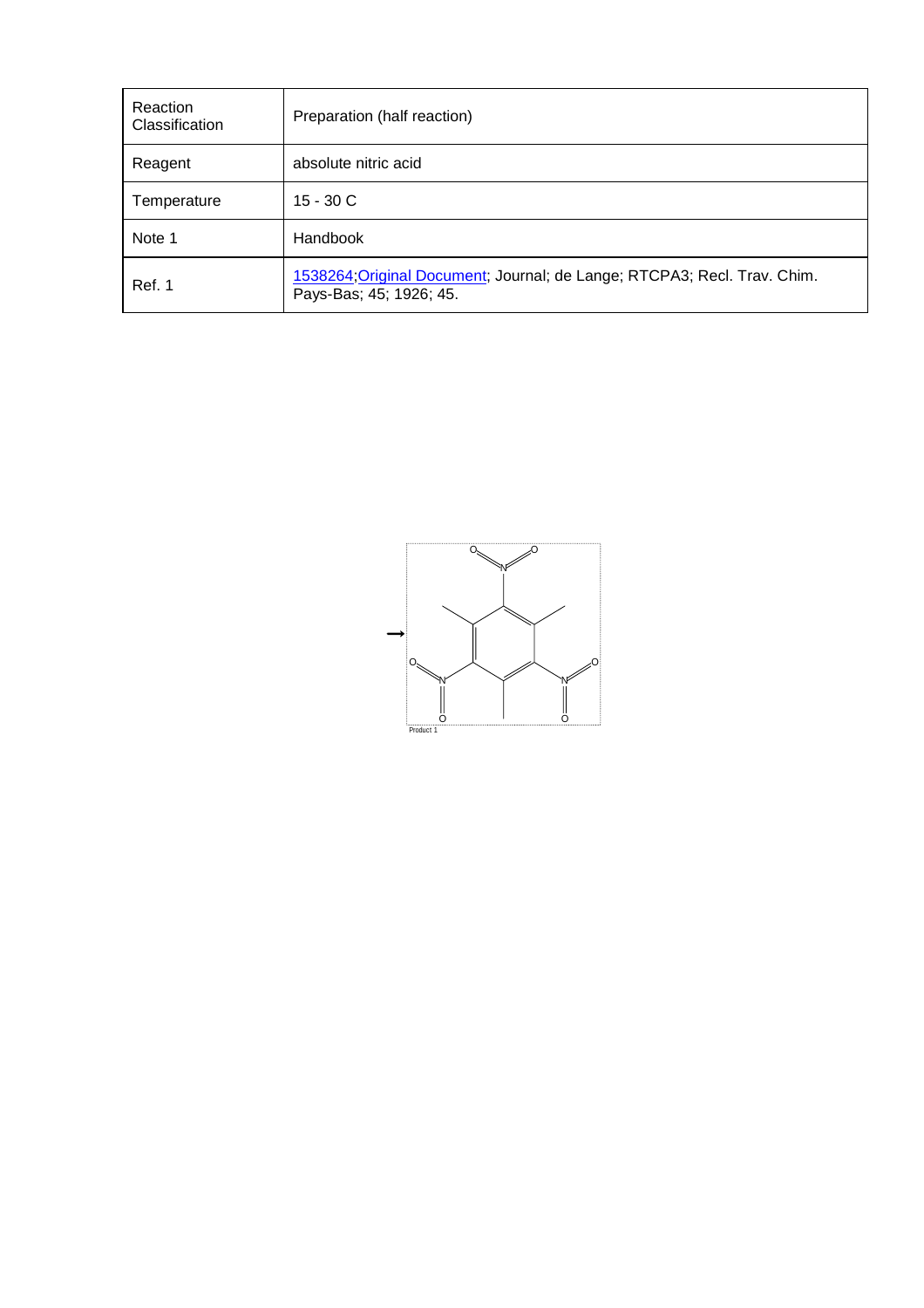| | |
|---|---|
| Reaction Classification | Preparation (half reaction) |
| Reagent | absolute nitric acid |
| Temperature | 15 - 30 C |
| Note 1 | Handbook |
| Ref. 1 | 1538264;Original Document; Journal; de Lange; RTCPA3; Recl. Trav. Chim. Pays-Bas; 45; 1926; 45. |

→

Product 1